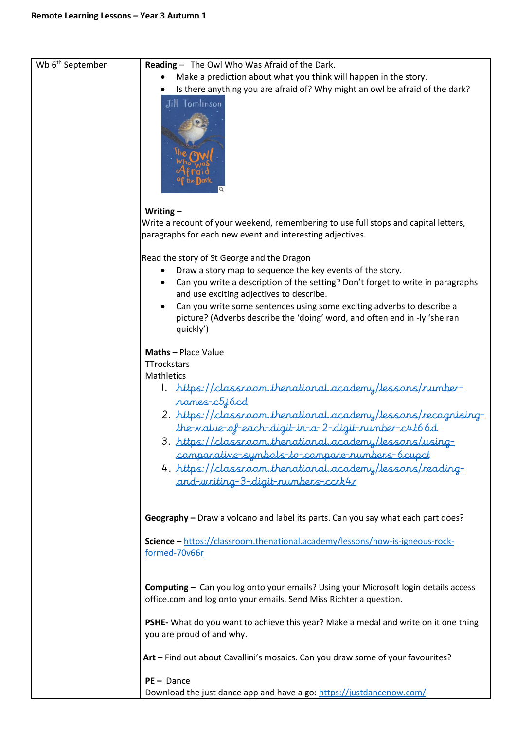**Remote Learning Lessons – Year 3 Autumn 1**

| | |
|---|---|
| Wb 6th September | **Reading** – The Owl Who Was Afraid of the Dark.<br>• Make a prediction about what you think will happen in the story.<br>• Is there anything you are afraid of? Why might an owl be afraid of the dark?<br><br>**Writing** –<br>Write a recount of your weekend, remembering to use full stops and capital letters, paragraphs for each new event and interesting adjectives.<br><br>Read the story of St George and the Dragon<br>• Draw a story map to sequence the key events of the story.<br>• Can you write a description of the setting? Don't forget to write in paragraphs and use exciting adjectives to describe.<br>• Can you write some sentences using some exciting adverbs to describe a picture? (Adverbs describe the 'doing' word, and often end in -ly 'she ran quickly')<br><br>**Maths** – Place Value<br>TTrockstars<br>Mathletics<br>1. https://classroom.thenational.academy/lessons/number-names-c5j6cd<br>2. https://classroom.thenational.academy/lessons/recognising-the-value-of-each-digit-in-a-2-digit-number-c4t66d<br>3. https://classroom.thenational.academy/lessons/using-comparative-symbols-to-compare-numbers-6cupct<br>4. https://classroom.thenational.academy/lessons/reading-and-writing-3-digit-numbers-ccrk4r<br><br>**Geography –** Draw a volcano and label its parts. Can you say what each part does?<br><br>**Science** – https://classroom.thenational.academy/lessons/how-is-igneous-rock-formed-70v66r<br><br>**Computing –** Can you log onto your emails? Using your Microsoft login details access office.com and log onto your emails. Send Miss Richter a question.<br><br>**PSHE-** What do you want to achieve this year? Make a medal and write on it one thing you are proud of and why.<br><br>**Art –** Find out about Cavallini's mosaics. Can you draw some of your favourites?<br><br>**PE –** Dance<br>Download the just dance app and have a go: https://justdancenow.com/ |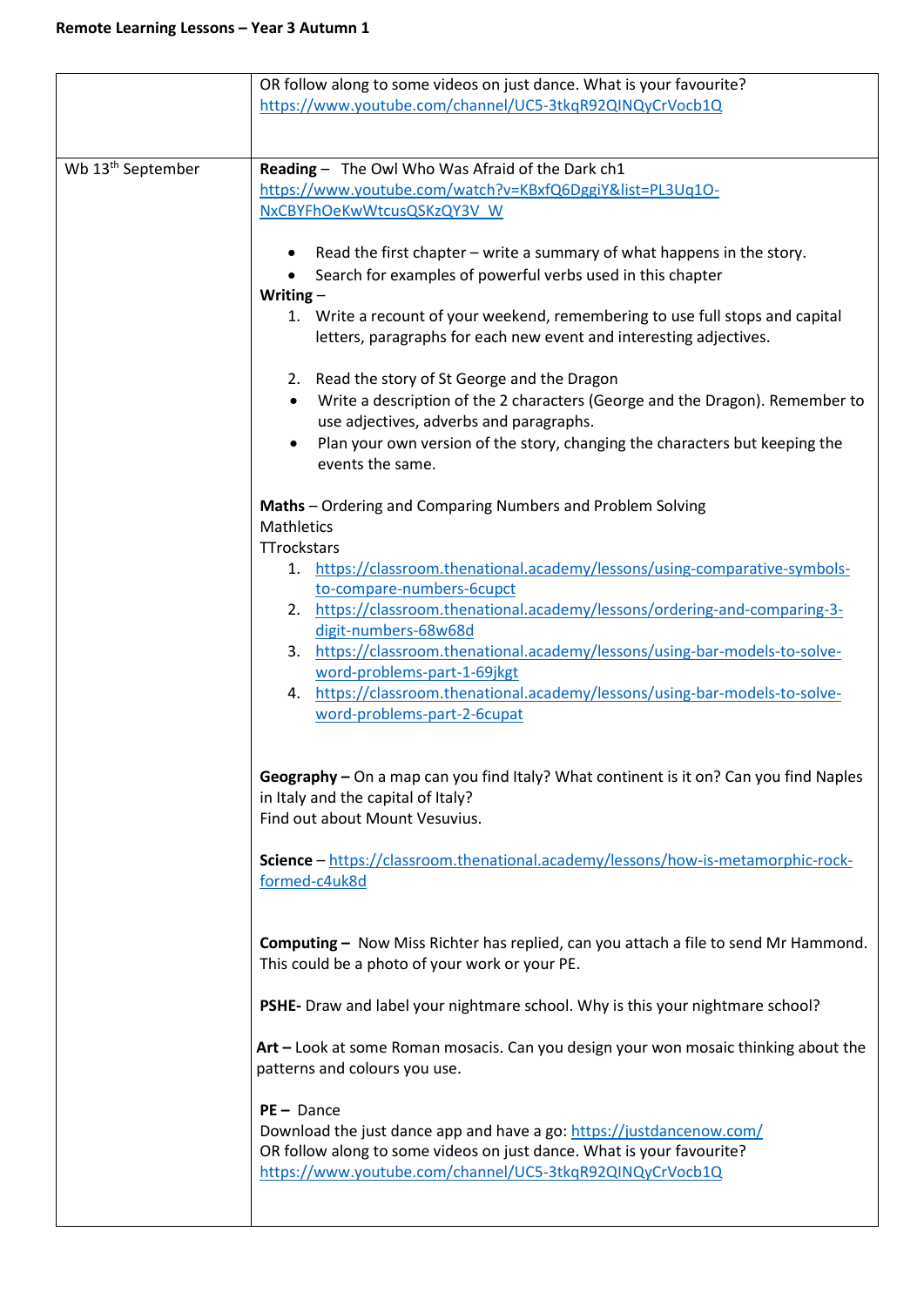**Remote Learning Lessons – Year 3 Autumn 1**

| | |
|---|---|
| | OR follow along to some videos on just dance. What is your favourite?<br>https://www.youtube.com/channel/UC5-3tkqR92QINQyCrVocb1Q |
| Wb 13th September | **Reading** – The Owl Who Was Afraid of the Dark ch1<br>https://www.youtube.com/watch?v=KBxfQ6DggiY&list=PL3Uq1O-NxCBYFhOeKwWtcusQSKzQY3V_W<br><br>• Read the first chapter – write a summary of what happens in the story.<br>• Search for examples of powerful verbs used in this chapter<br><br>**Writing** –<br>1. Write a recount of your weekend, remembering to use full stops and capital letters, paragraphs for each new event and interesting adjectives.<br><br>2. Read the story of St George and the Dragon<br>• Write a description of the 2 characters (George and the Dragon). Remember to use adjectives, adverbs and paragraphs.<br>• Plan your own version of the story, changing the characters but keeping the events the same.<br><br>**Maths** – Ordering and Comparing Numbers and Problem Solving<br>Mathletics<br>TTrockstars<br>1. https://classroom.thenational.academy/lessons/using-comparative-symbols-to-compare-numbers-6cupct<br>2. https://classroom.thenational.academy/lessons/ordering-and-comparing-3-digit-numbers-68w68d<br>3. https://classroom.thenational.academy/lessons/using-bar-models-to-solve-word-problems-part-1-69jkgt<br>4. https://classroom.thenational.academy/lessons/using-bar-models-to-solve-word-problems-part-2-6cupat<br><br>**Geography –** On a map can you find Italy? What continent is it on? Can you find Naples in Italy and the capital of Italy?<br>Find out about Mount Vesuvius.<br><br>**Science** – https://classroom.thenational.academy/lessons/how-is-metamorphic-rock-formed-c4uk8d<br><br>**Computing –** Now Miss Richter has replied, can you attach a file to send Mr Hammond. This could be a photo of your work or your PE.<br><br>**PSHE-** Draw and label your nightmare school. Why is this your nightmare school?<br><br>**Art –** Look at some Roman mosacis. Can you design your won mosaic thinking about the patterns and colours you use.<br><br>**PE –** Dance<br>Download the just dance app and have a go: https://justdancenow.com/<br>OR follow along to some videos on just dance. What is your favourite?<br>https://www.youtube.com/channel/UC5-3tkqR92QINQyCrVocb1Q |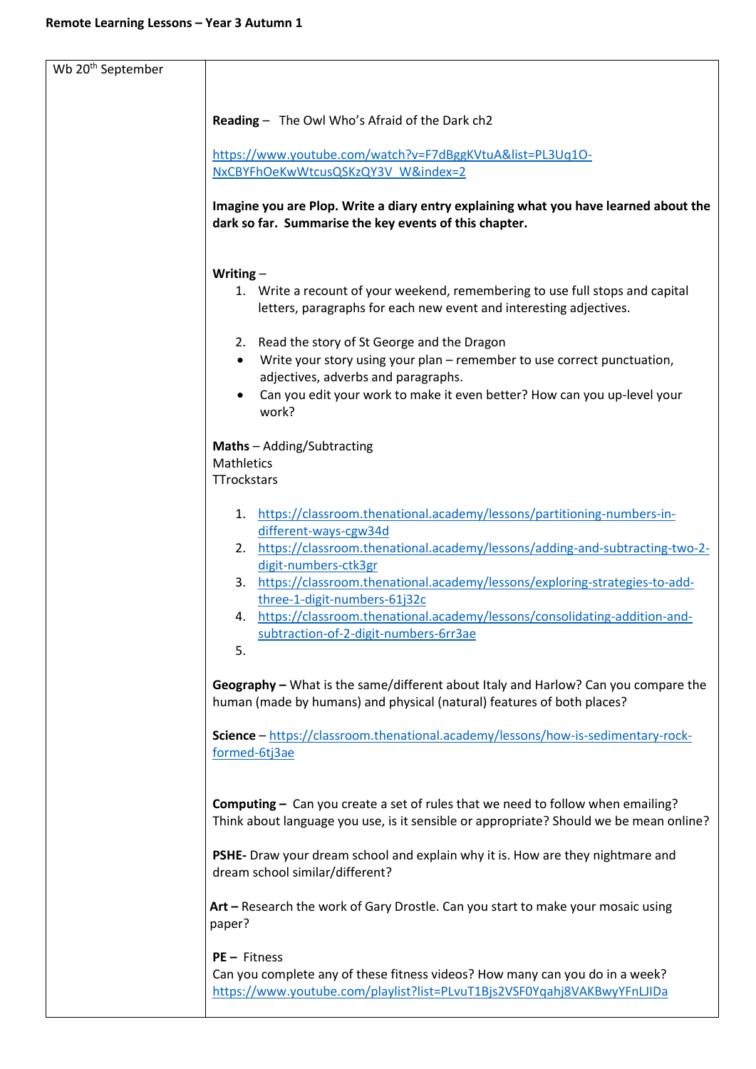**Remote Learning Lessons – Year 3 Autumn 1**

| Wb 20th September | **Reading** – The Owl Who's Afraid of the Dark ch2<br><br>https://www.youtube.com/watch?v=F7dBggKVtuA&list=PL3Uq1O-NxCBYFhOeKwWtcusQSKzQY3V_W&index=2<br><br>**Imagine you are Plop. Write a diary entry explaining what you have learned about the dark so far. Summarise the key events of this chapter.**<br><br>**Writing** –<br>1. Write a recount of your weekend, remembering to use full stops and capital letters, paragraphs for each new event and interesting adjectives.<br><br>2. Read the story of St George and the Dragon<br>• Write your story using your plan – remember to use correct punctuation, adjectives, adverbs and paragraphs.<br>• Can you edit your work to make it even better? How can you up-level your work?<br><br>**Maths** – Adding/Subtracting<br>Mathletics<br>TTrockstars<br><br>1. https://classroom.thenational.academy/lessons/partitioning-numbers-in-different-ways-cgw34d<br>2. https://classroom.thenational.academy/lessons/adding-and-subtracting-two-2-digit-numbers-ctk3gr<br>3. https://classroom.thenational.academy/lessons/exploring-strategies-to-add-three-1-digit-numbers-61j32c<br>4. https://classroom.thenational.academy/lessons/consolidating-addition-and-subtraction-of-2-digit-numbers-6rr3ae<br>5.<br><br>**Geography –** What is the same/different about Italy and Harlow? Can you compare the human (made by humans) and physical (natural) features of both places?<br><br>**Science** – https://classroom.thenational.academy/lessons/how-is-sedimentary-rock-formed-6tj3ae<br><br>**Computing –** Can you create a set of rules that we need to follow when emailing? Think about language you use, is it sensible or appropriate? Should we be mean online?<br><br>**PSHE-** Draw your dream school and explain why it is. How are they nightmare and dream school similar/different?<br><br>**Art –** Research the work of Gary Drostle. Can you start to make your mosaic using paper?<br><br>**PE –** Fitness<br>Can you complete any of these fitness videos? How many can you do in a week?<br>https://www.youtube.com/playlist?list=PLvuT1Bjs2VSF0Yqahj8VAKBwyYFnLJIDa |
|---|---|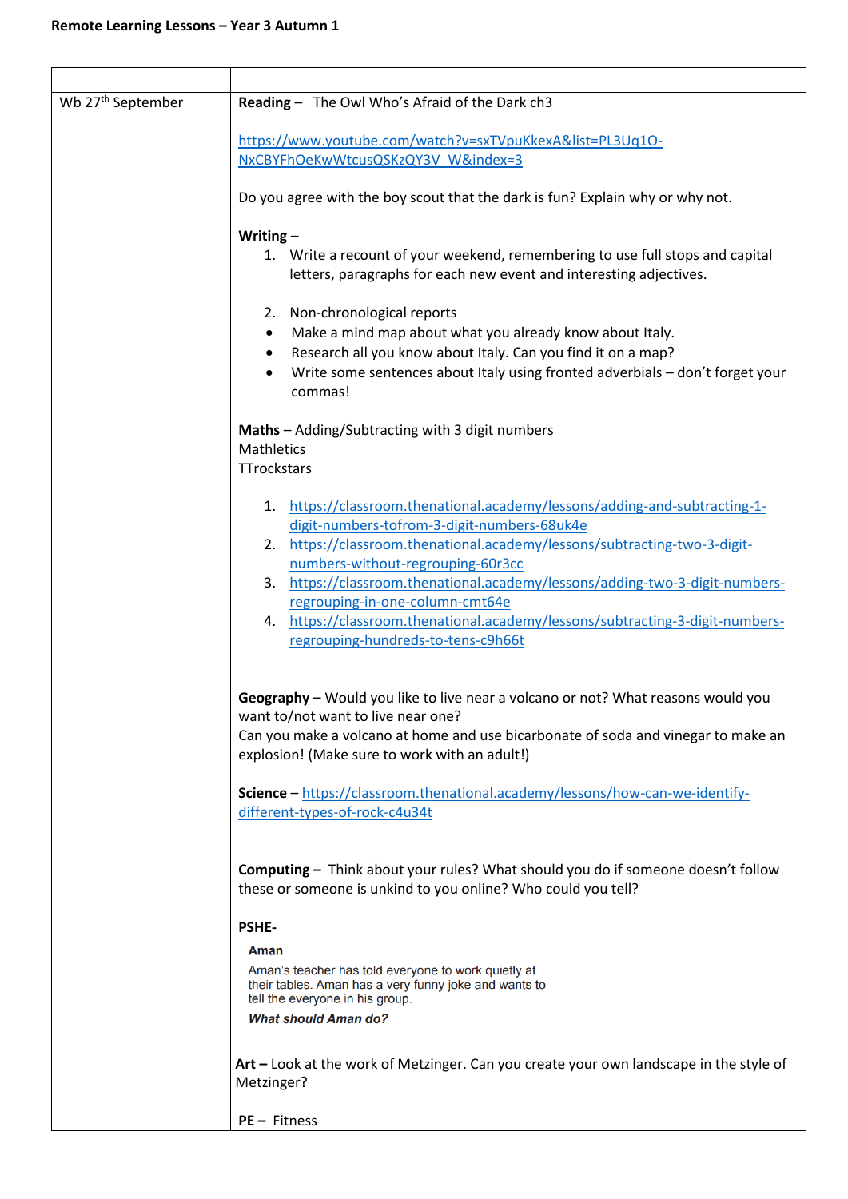**Remote Learning Lessons – Year 3 Autumn 1**

| | |
|---|---|
| Wb 27th September | **Reading** – The Owl Who's Afraid of the Dark ch3<br><br>https://www.youtube.com/watch?v=sxTVpuKkexA&list=PL3Uq1O-NxCBYFhOeKwWtcusQSKzQY3V_W&index=3<br><br>Do you agree with the boy scout that the dark is fun? Explain why or why not.<br><br>**Writing** –<br>1. Write a recount of your weekend, remembering to use full stops and capital letters, paragraphs for each new event and interesting adjectives.<br><br>2. Non-chronological reports<br>• Make a mind map about what you already know about Italy.<br>• Research all you know about Italy. Can you find it on a map?<br>• Write some sentences about Italy using fronted adverbials – don't forget your commas!<br><br>**Maths** – Adding/Subtracting with 3 digit numbers<br>Mathletics<br>TTrockstars<br><br>1. https://classroom.thenational.academy/lessons/adding-and-subtracting-1-digit-numbers-tofrom-3-digit-numbers-68uk4e<br>2. https://classroom.thenational.academy/lessons/subtracting-two-3-digit-numbers-without-regrouping-60r3cc<br>3. https://classroom.thenational.academy/lessons/adding-two-3-digit-numbers-regrouping-in-one-column-cmt64e<br>4. https://classroom.thenational.academy/lessons/subtracting-3-digit-numbers-regrouping-hundreds-to-tens-c9h66t<br><br>**Geography –** Would you like to live near a volcano or not? What reasons would you want to/not want to live near one?<br>Can you make a volcano at home and use bicarbonate of soda and vinegar to make an explosion! (Make sure to work with an adult!)<br><br>**Science** – https://classroom.thenational.academy/lessons/how-can-we-identify-different-types-of-rock-c4u34t<br><br>**Computing –** Think about your rules? What should you do if someone doesn't follow these or someone is unkind to you online? Who could you tell?<br><br>**PSHE-**<br>**Aman**<br>Aman's teacher has told everyone to work quietly at their tables. Aman has a very funny joke and wants to tell the everyone in his group.<br>***What should Aman do?***<br><br>**Art –** Look at the work of Metzinger. Can you create your own landscape in the style of Metzinger?<br><br>**PE –** Fitness |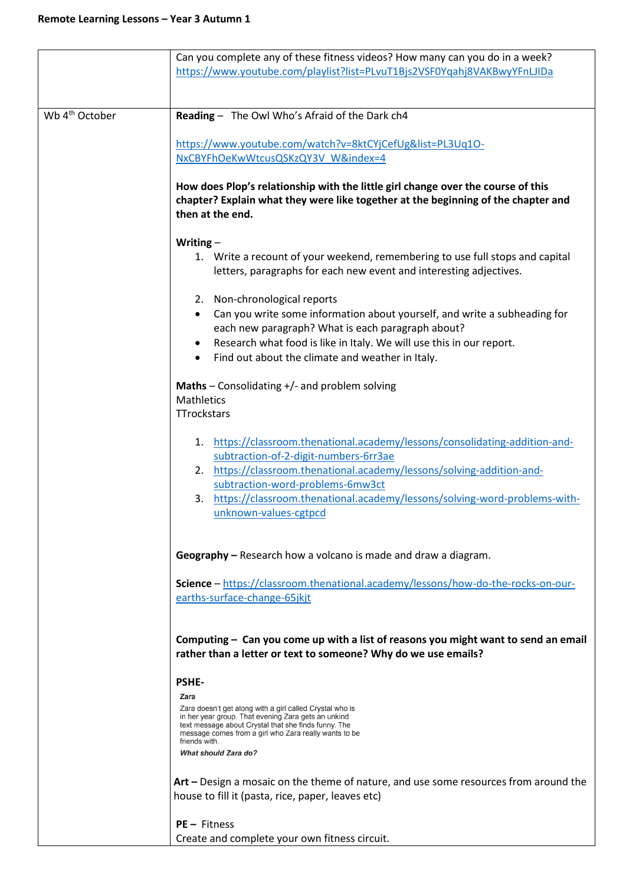**Remote Learning Lessons – Year 3 Autumn 1**

| | |
|---|---|
| | Can you complete any of these fitness videos? How many can you do in a week? https://www.youtube.com/playlist?list=PLvuT1Bjs2VSF0Yqahj8VAKBwyYFnLJIDa |
| Wb 4th October | **Reading** – The Owl Who's Afraid of the Dark ch4<br><br>https://www.youtube.com/watch?v=8ktCYjCefUg&list=PL3Uq1O-NxCBYFhOeKwWtcusQSKzQY3V_W&index=4<br><br>**How does Plop's relationship with the little girl change over the course of this chapter? Explain what they were like together at the beginning of the chapter and then at the end.**<br><br>**Writing** –<br>1. Write a recount of your weekend, remembering to use full stops and capital letters, paragraphs for each new event and interesting adjectives.<br><br>2. Non-chronological reports<br>• Can you write some information about yourself, and write a subheading for each new paragraph? What is each paragraph about?<br>• Research what food is like in Italy. We will use this in our report.<br>• Find out about the climate and weather in Italy.<br><br>**Maths** – Consolidating +/- and problem solving<br>Mathletics<br>TTrockstars<br><br>1. https://classroom.thenational.academy/lessons/consolidating-addition-and-subtraction-of-2-digit-numbers-6rr3ae<br>2. https://classroom.thenational.academy/lessons/solving-addition-and-subtraction-word-problems-6mw3ct<br>3. https://classroom.thenational.academy/lessons/solving-word-problems-with-unknown-values-cgtpcd<br><br>**Geography –** Research how a volcano is made and draw a diagram.<br><br>**Science** – https://classroom.thenational.academy/lessons/how-do-the-rocks-on-our-earths-surface-change-65jkjt<br><br>**Computing – Can you come up with a list of reasons you might want to send an email rather than a letter or text to someone? Why do we use emails?**<br><br>**PSHE-**<br>**Zara**<br>Zara doesn't get along with a girl called Crystal who is in her year group. That evening Zara gets an unkind text message about Crystal that she finds funny. The message comes from a girl who Zara really wants to be friends with.<br>***What should Zara do?***<br><br>**Art –** Design a mosaic on the theme of nature, and use some resources from around the house to fill it (pasta, rice, paper, leaves etc)<br><br>**PE –** Fitness<br>Create and complete your own fitness circuit. |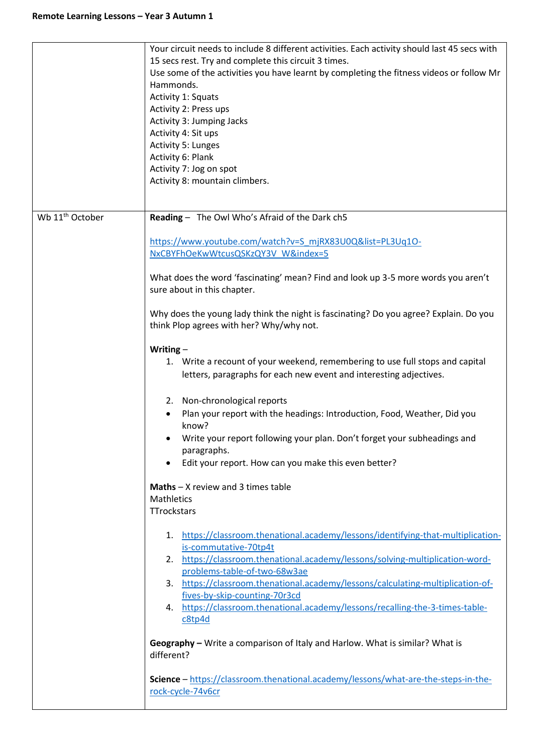**Remote Learning Lessons – Year 3 Autumn 1**

| | |
|---|---|
| | Your circuit needs to include 8 different activities. Each activity should last 45 secs with 15 secs rest. Try and complete this circuit 3 times.<br>Use some of the activities you have learnt by completing the fitness videos or follow Mr Hammonds.<br>Activity 1: Squats<br>Activity 2: Press ups<br>Activity 3: Jumping Jacks<br>Activity 4: Sit ups<br>Activity 5: Lunges<br>Activity 6: Plank<br>Activity 7: Jog on spot<br>Activity 8: mountain climbers. |
| Wb 11th October | **Reading** – The Owl Who's Afraid of the Dark ch5<br><br>https://www.youtube.com/watch?v=S_mjRX83U0Q&list=PL3Uq1O-NxCBYFhOeKwWtcusQSKzQY3V_W&index=5<br><br>What does the word 'fascinating' mean? Find and look up 3-5 more words you aren't sure about in this chapter.<br><br>Why does the young lady think the night is fascinating? Do you agree? Explain. Do you think Plop agrees with her? Why/why not.<br><br>**Writing** –<br>1. Write a recount of your weekend, remembering to use full stops and capital letters, paragraphs for each new event and interesting adjectives.<br><br>2. Non-chronological reports<br>• Plan your report with the headings: Introduction, Food, Weather, Did you know?<br>• Write your report following your plan. Don't forget your subheadings and paragraphs.<br>• Edit your report. How can you make this even better?<br><br>**Maths** – X review and 3 times table<br>Mathletics<br>TTrockstars<br><br>1. https://classroom.thenational.academy/lessons/identifying-that-multiplication-is-commutative-70tp4t<br>2. https://classroom.thenational.academy/lessons/solving-multiplication-word-problems-table-of-two-68w3ae<br>3. https://classroom.thenational.academy/lessons/calculating-multiplication-of-fives-by-skip-counting-70r3cd<br>4. https://classroom.thenational.academy/lessons/recalling-the-3-times-table-c8tp4d<br><br>**Geography –** Write a comparison of Italy and Harlow. What is similar? What is different?<br><br>**Science** – https://classroom.thenational.academy/lessons/what-are-the-steps-in-the-rock-cycle-74v6cr |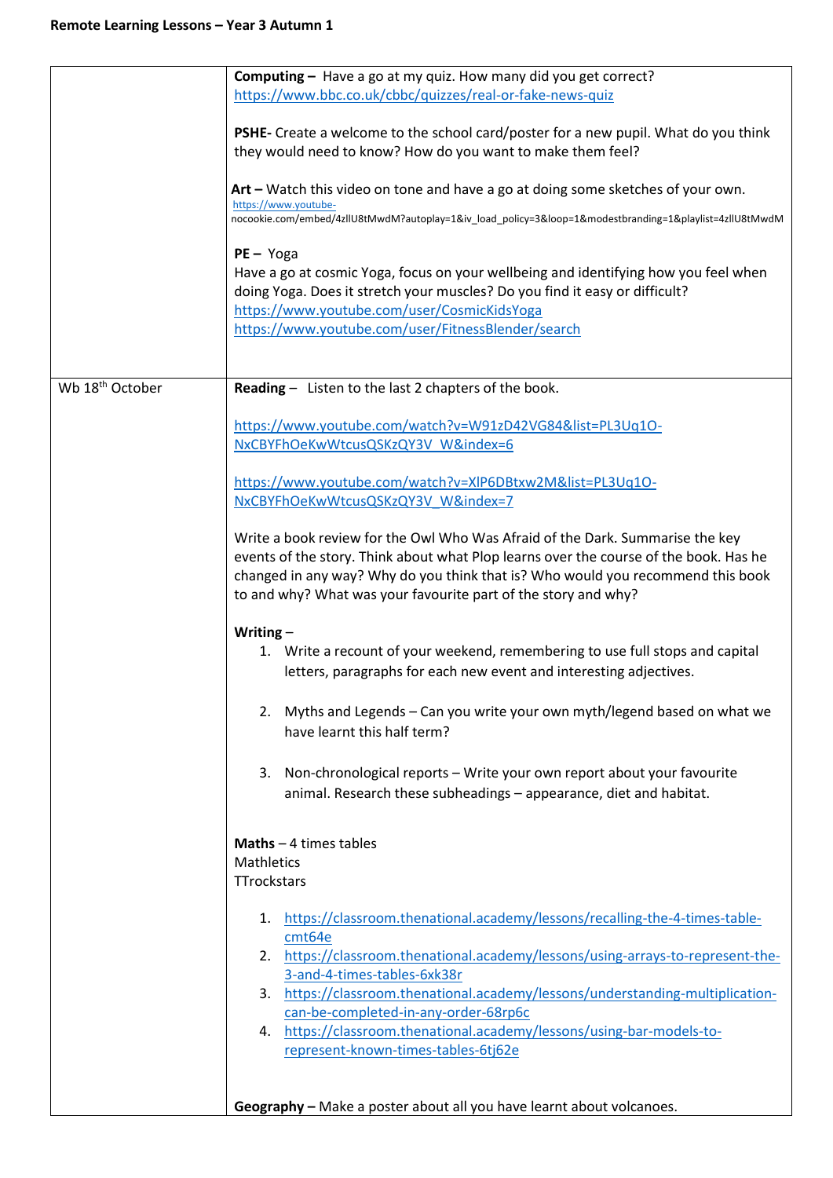**Remote Learning Lessons – Year 3 Autumn 1**

| | |
|---|---|
| | **Computing –** Have a go at my quiz. How many did you get correct? https://www.bbc.co.uk/cbbc/quizzes/real-or-fake-news-quiz<br><br>**PSHE-** Create a welcome to the school card/poster for a new pupil. What do you think they would need to know? How do you want to make them feel?<br><br>**Art –** Watch this video on tone and have a go at doing some sketches of your own. https://www.youtube-nocookie.com/embed/4zllU8tMwdM?autoplay=1&iv_load_policy=3&loop=1&modestbranding=1&playlist=4zllU8tMwdM<br><br>**PE –** Yoga<br>Have a go at cosmic Yoga, focus on your wellbeing and identifying how you feel when doing Yoga. Does it stretch your muscles? Do you find it easy or difficult?<br>https://www.youtube.com/user/CosmicKidsYoga<br>https://www.youtube.com/user/FitnessBlender/search |
| Wb 18th October | **Reading –** Listen to the last 2 chapters of the book.<br><br>https://www.youtube.com/watch?v=W91zD42VG84&list=PL3Uq1O-NxCBYFhOeKwWtcusQSKzQY3V_W&index=6<br><br>https://www.youtube.com/watch?v=XlP6DBtxw2M&list=PL3Uq1O-NxCBYFhOeKwWtcusQSKzQY3V_W&index=7<br><br>Write a book review for the Owl Who Was Afraid of the Dark. Summarise the key events of the story. Think about what Plop learns over the course of the book. Has he changed in any way? Why do you think that is? Who would you recommend this book to and why? What was your favourite part of the story and why?<br><br>**Writing –**<br>1. Write a recount of your weekend, remembering to use full stops and capital letters, paragraphs for each new event and interesting adjectives.<br>2. Myths and Legends – Can you write your own myth/legend based on what we have learnt this half term?<br>3. Non-chronological reports – Write your own report about your favourite animal. Research these subheadings – appearance, diet and habitat.<br><br>**Maths –** 4 times tables<br>Mathletics<br>TTrockstars<br><br>1. https://classroom.thenational.academy/lessons/recalling-the-4-times-table-cmt64e<br>2. https://classroom.thenational.academy/lessons/using-arrays-to-represent-the-3-and-4-times-tables-6xk38r<br>3. https://classroom.thenational.academy/lessons/understanding-multiplication-can-be-completed-in-any-order-68rp6c<br>4. https://classroom.thenational.academy/lessons/using-bar-models-to-represent-known-times-tables-6tj62e<br><br>**Geography –** Make a poster about all you have learnt about volcanoes. |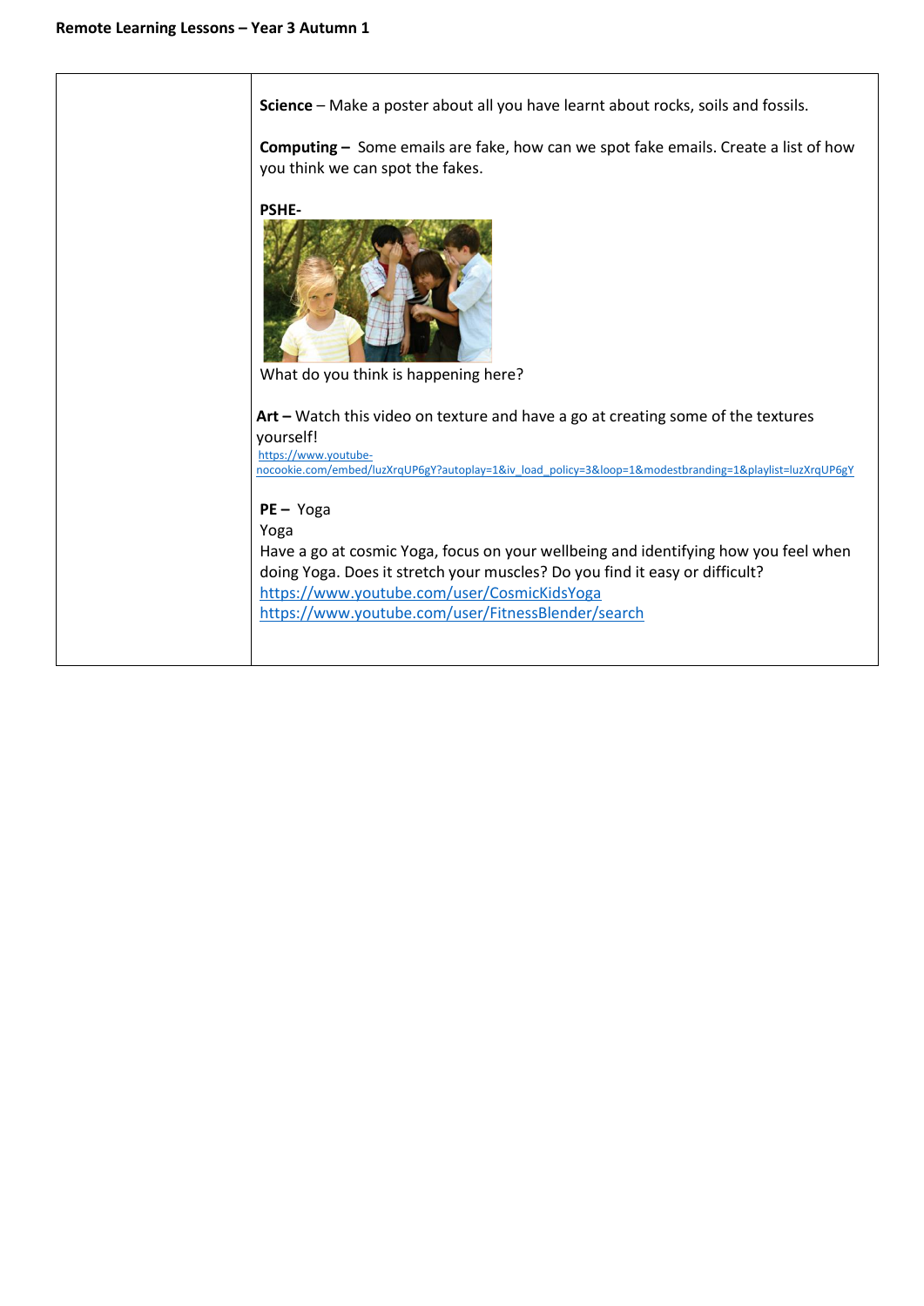**Remote Learning Lessons – Year 3 Autumn 1**

| | |
|---|---|
| | **Science** – Make a poster about all you have learnt about rocks, soils and fossils.<br><br>**Computing –** Some emails are fake, how can we spot fake emails. Create a list of how you think we can spot the fakes.<br><br>**PSHE-**<br><br>What do you think is happening here?<br><br>**Art –** Watch this video on texture and have a go at creating some of the textures yourself!<br>https://www.youtube-nocookie.com/embed/luzXrqUP6gY?autoplay=1&iv_load_policy=3&loop=1&modestbranding=1&playlist=luzXrqUP6gY<br><br>**PE –** Yoga<br>Yoga<br>Have a go at cosmic Yoga, focus on your wellbeing and identifying how you feel when doing Yoga. Does it stretch your muscles? Do you find it easy or difficult?<br>https://www.youtube.com/user/CosmicKidsYoga<br>https://www.youtube.com/user/FitnessBlender/search |